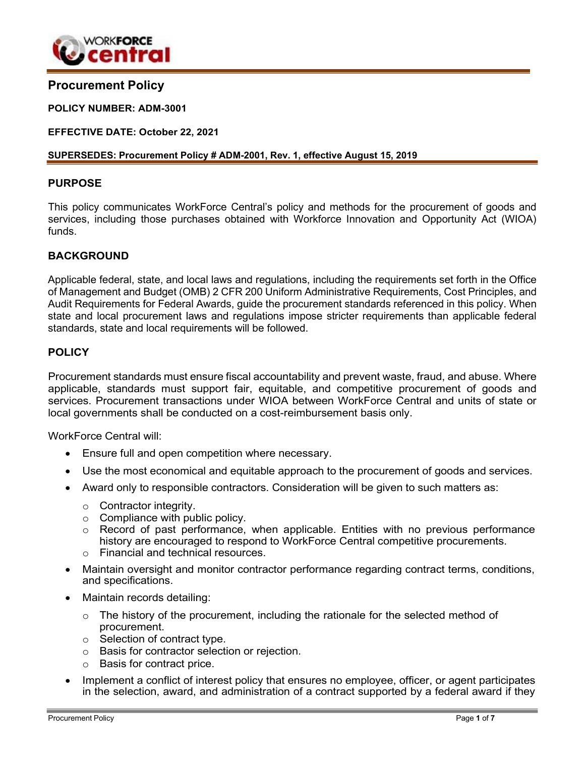# Procurement Policy

**POLICY NUMBER: ADM-3001**

**EFFECTIVE DATE: October 22, 2021**

**SUPERSEDES: Procurement Policy # ADM-2001, Rev. 1, effective August 15, 2019**

## PURPOSE

This policy communicates WorkForce Central's policy and methods for the procurement of goods and services, including those purchases obtained with Workforce Innovation and Opportunity Act (WIOA) funds.

## BACKGROUND

Applicable federal, state, and local laws and regulations, including the requirements set forth in the Office of Management and Budget (OMB) 2 CFR 200 Uniform Administrative Requirements, Cost Principles, and Audit Requirements for Federal Awards, guide the procurement standards referenced in this policy. When state and local procurement laws and regulations impose stricter requirements than applicable federal standards, state and local requirements will be followed.

## POLICY

Procurement standards must ensure fiscal accountability and prevent waste, fraud, and abuse. Where applicable, standards must support fair, equitable, and competitive procurement of goods and services. Procurement transactions under WIOA between WorkForce Central and units of state or local governments shall be conducted on a cost-reimbursement basis only.

WorkForce Central will:

- Ensure full and open competition where necessary.
- Use the most economical and equitable approach to the procurement of goods and services.
- Award only to responsible contractors. Consideration will be given to such matters as:
  - Contractor integrity.
  - Compliance with public policy.
  - Record of past performance, when applicable. Entities with no previous performance history are encouraged to respond to WorkForce Central competitive procurements.
  - Financial and technical resources.
- Maintain oversight and monitor contractor performance regarding contract terms, conditions, and specifications.
- Maintain records detailing:
  - The history of the procurement, including the rationale for the selected method of procurement.
  - Selection of contract type.
  - Basis for contractor selection or rejection.
  - Basis for contract price.
- Implement a conflict of interest policy that ensures no employee, officer, or agent participates in the selection, award, and administration of a contract supported by a federal award if they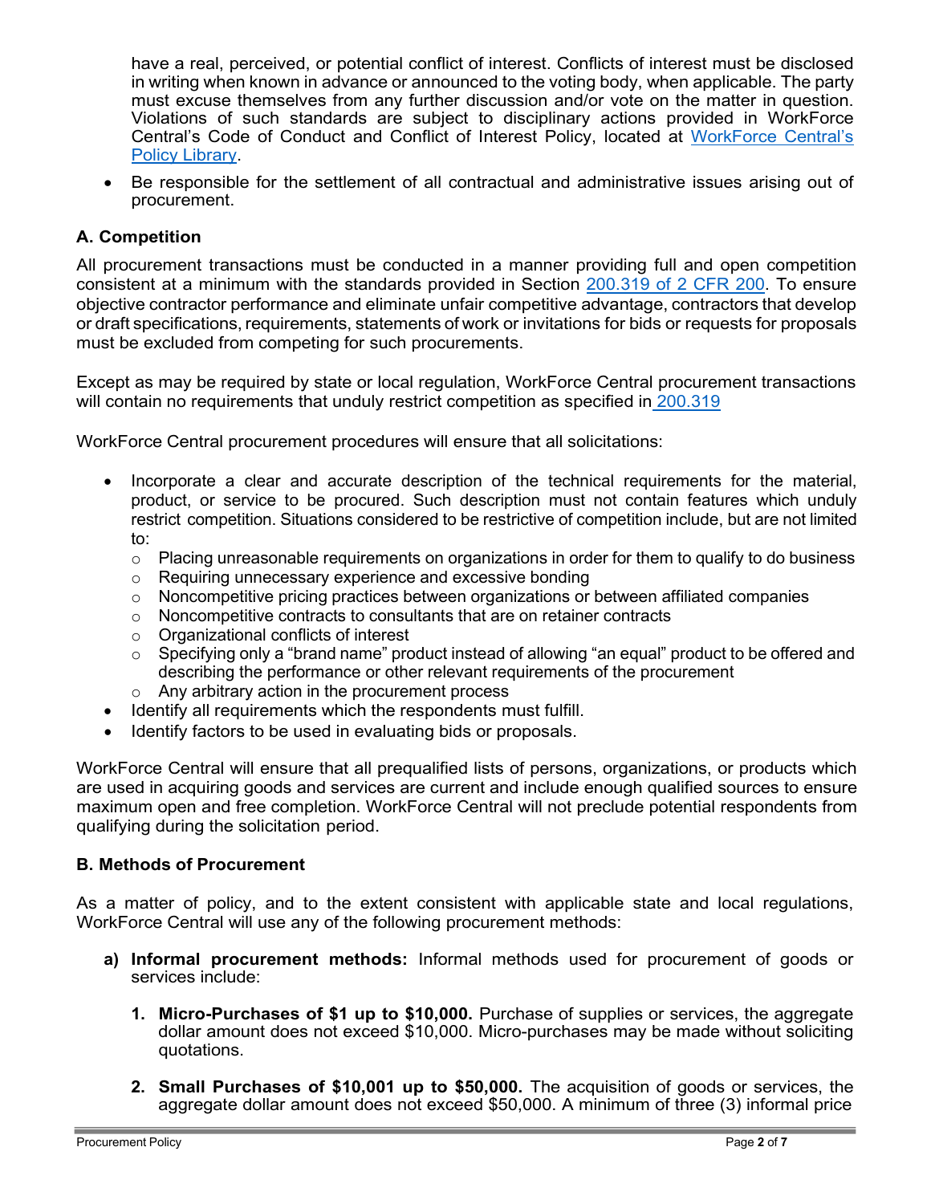have a real, perceived, or potential conflict of interest. Conflicts of interest must be disclosed in writing when known in advance or announced to the voting body, when applicable. The party must excuse themselves from any further discussion and/or vote on the matter in question. Violations of such standards are subject to disciplinary actions provided in WorkForce Central's Code of Conduct and Conflict of Interest Policy, located at [WorkForce Central's Policy Library](#).

- Be responsible for the settlement of all contractual and administrative issues arising out of procurement.

### A. Competition

All procurement transactions must be conducted in a manner providing full and open competition consistent at a minimum with the standards provided in Section [200.319 of 2 CFR 200](#). To ensure objective contractor performance and eliminate unfair competitive advantage, contractors that develop or draft specifications, requirements, statements of work or invitations for bids or requests for proposals must be excluded from competing for such procurements.

Except as may be required by state or local regulation, WorkForce Central procurement transactions will contain no requirements that unduly restrict competition as specified in [200.319](#)

WorkForce Central procurement procedures will ensure that all solicitations:

- Incorporate a clear and accurate description of the technical requirements for the material, product, or service to be procured. Such description must not contain features which unduly restrict competition. Situations considered to be restrictive of competition include, but are not limited to:
  - Placing unreasonable requirements on organizations in order for them to qualify to do business
  - Requiring unnecessary experience and excessive bonding
  - Noncompetitive pricing practices between organizations or between affiliated companies
  - Noncompetitive contracts to consultants that are on retainer contracts
  - Organizational conflicts of interest
  - Specifying only a "brand name" product instead of allowing "an equal" product to be offered and describing the performance or other relevant requirements of the procurement
  - Any arbitrary action in the procurement process
- Identify all requirements which the respondents must fulfill.
- Identify factors to be used in evaluating bids or proposals.

WorkForce Central will ensure that all prequalified lists of persons, organizations, or products which are used in acquiring goods and services are current and include enough qualified sources to ensure maximum open and free completion. WorkForce Central will not preclude potential respondents from qualifying during the solicitation period.

### B. Methods of Procurement

As a matter of policy, and to the extent consistent with applicable state and local regulations, WorkForce Central will use any of the following procurement methods:

**a) Informal procurement methods:** Informal methods used for procurement of goods or services include:

1. **Micro-Purchases of $1 up to $10,000.** Purchase of supplies or services, the aggregate dollar amount does not exceed $10,000. Micro-purchases may be made without soliciting quotations.

2. **Small Purchases of $10,001 up to $50,000.** The acquisition of goods or services, the aggregate dollar amount does not exceed $50,000. A minimum of three (3) informal price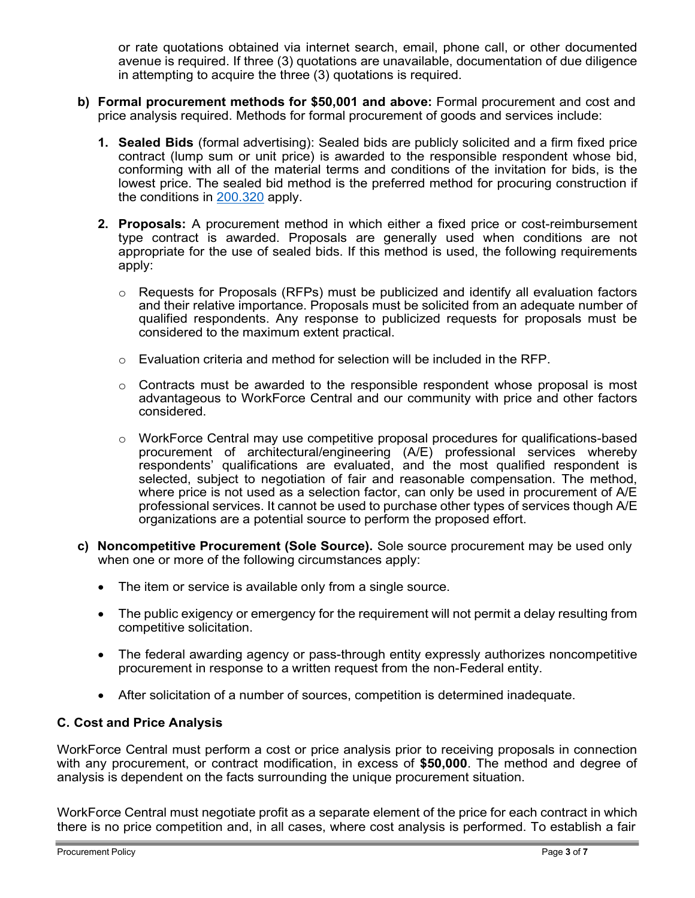or rate quotations obtained via internet search, email, phone call, or other documented avenue is required. If three (3) quotations are unavailable, documentation of due diligence in attempting to acquire the three (3) quotations is required.

b) **Formal procurement methods for $50,001 and above:** Formal procurement and cost and price analysis required. Methods for formal procurement of goods and services include:

   1. **Sealed Bids** (formal advertising): Sealed bids are publicly solicited and a firm fixed price contract (lump sum or unit price) is awarded to the responsible respondent whose bid, conforming with all of the material terms and conditions of the invitation for bids, is the lowest price. The sealed bid method is the preferred method for procuring construction if the conditions in 200.320 apply.

   2. **Proposals:** A procurement method in which either a fixed price or cost-reimbursement type contract is awarded. Proposals are generally used when conditions are not appropriate for the use of sealed bids. If this method is used, the following requirements apply:

      - Requests for Proposals (RFPs) must be publicized and identify all evaluation factors and their relative importance. Proposals must be solicited from an adequate number of qualified respondents. Any response to publicized requests for proposals must be considered to the maximum extent practical.

      - Evaluation criteria and method for selection will be included in the RFP.

      - Contracts must be awarded to the responsible respondent whose proposal is most advantageous to WorkForce Central and our community with price and other factors considered.

      - WorkForce Central may use competitive proposal procedures for qualifications-based procurement of architectural/engineering (A/E) professional services whereby respondents' qualifications are evaluated, and the most qualified respondent is selected, subject to negotiation of fair and reasonable compensation. The method, where price is not used as a selection factor, can only be used in procurement of A/E professional services. It cannot be used to purchase other types of services though A/E organizations are a potential source to perform the proposed effort.

c) **Noncompetitive Procurement (Sole Source).** Sole source procurement may be used only when one or more of the following circumstances apply:

   - The item or service is available only from a single source.

   - The public exigency or emergency for the requirement will not permit a delay resulting from competitive solicitation.

   - The federal awarding agency or pass-through entity expressly authorizes noncompetitive procurement in response to a written request from the non-Federal entity.

   - After solicitation of a number of sources, competition is determined inadequate.

### C. Cost and Price Analysis

WorkForce Central must perform a cost or price analysis prior to receiving proposals in connection with any procurement, or contract modification, in excess of **$50,000**. The method and degree of analysis is dependent on the facts surrounding the unique procurement situation.

WorkForce Central must negotiate profit as a separate element of the price for each contract in which there is no price competition and, in all cases, where cost analysis is performed. To establish a fair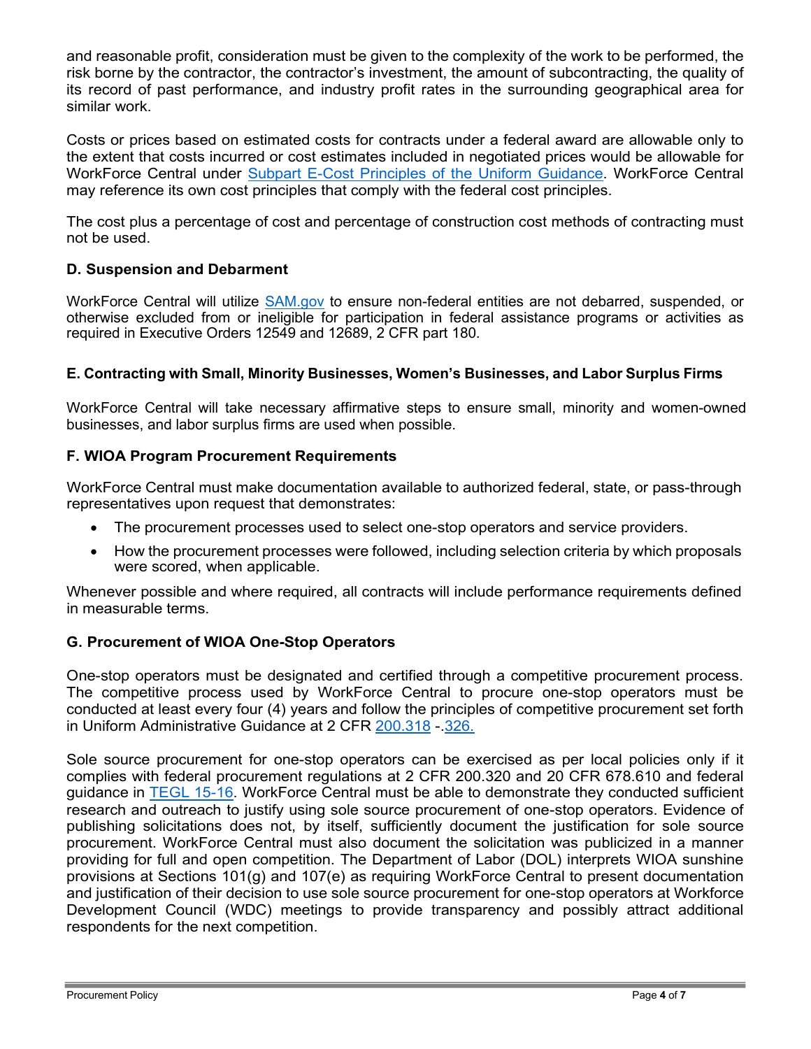and reasonable profit, consideration must be given to the complexity of the work to be performed, the risk borne by the contractor, the contractor's investment, the amount of subcontracting, the quality of its record of past performance, and industry profit rates in the surrounding geographical area for similar work.

Costs or prices based on estimated costs for contracts under a federal award are allowable only to the extent that costs incurred or cost estimates included in negotiated prices would be allowable for WorkForce Central under Subpart E-Cost Principles of the Uniform Guidance. WorkForce Central may reference its own cost principles that comply with the federal cost principles.

The cost plus a percentage of cost and percentage of construction cost methods of contracting must not be used.

### D. Suspension and Debarment

WorkForce Central will utilize SAM.gov to ensure non-federal entities are not debarred, suspended, or otherwise excluded from or ineligible for participation in federal assistance programs or activities as required in Executive Orders 12549 and 12689, 2 CFR part 180.

### E. Contracting with Small, Minority Businesses, Women's Businesses, and Labor Surplus Firms

WorkForce Central will take necessary affirmative steps to ensure small, minority and women-owned businesses, and labor surplus firms are used when possible.

### F. WIOA Program Procurement Requirements

WorkForce Central must make documentation available to authorized federal, state, or pass-through representatives upon request that demonstrates:

- The procurement processes used to select one-stop operators and service providers.
- How the procurement processes were followed, including selection criteria by which proposals were scored, when applicable.

Whenever possible and where required, all contracts will include performance requirements defined in measurable terms.

### G. Procurement of WIOA One-Stop Operators

One-stop operators must be designated and certified through a competitive procurement process. The competitive process used by WorkForce Central to procure one-stop operators must be conducted at least every four (4) years and follow the principles of competitive procurement set forth in Uniform Administrative Guidance at 2 CFR 200.318 -.326.

Sole source procurement for one-stop operators can be exercised as per local policies only if it complies with federal procurement regulations at 2 CFR 200.320 and 20 CFR 678.610 and federal guidance in TEGL 15-16. WorkForce Central must be able to demonstrate they conducted sufficient research and outreach to justify using sole source procurement of one-stop operators. Evidence of publishing solicitations does not, by itself, sufficiently document the justification for sole source procurement. WorkForce Central must also document the solicitation was publicized in a manner providing for full and open competition. The Department of Labor (DOL) interprets WIOA sunshine provisions at Sections 101(g) and 107(e) as requiring WorkForce Central to present documentation and justification of their decision to use sole source procurement for one-stop operators at Workforce Development Council (WDC) meetings to provide transparency and possibly attract additional respondents for the next competition.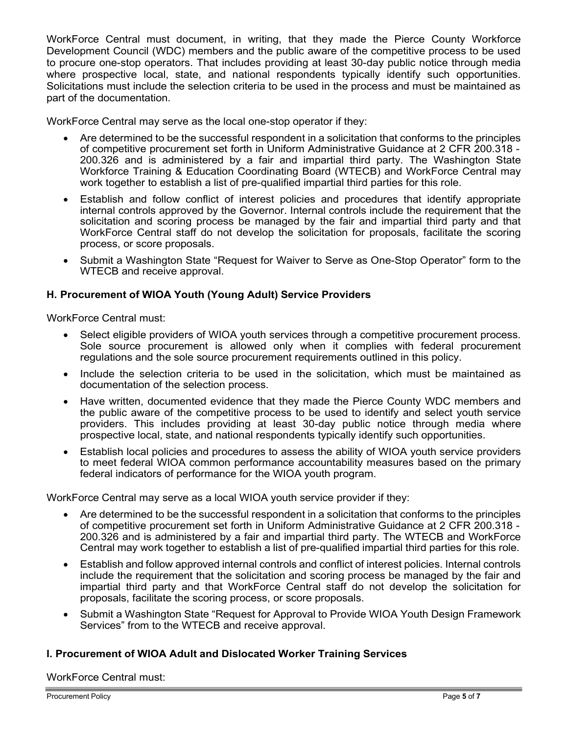WorkForce Central must document, in writing, that they made the Pierce County Workforce Development Council (WDC) members and the public aware of the competitive process to be used to procure one-stop operators. That includes providing at least 30-day public notice through media where prospective local, state, and national respondents typically identify such opportunities. Solicitations must include the selection criteria to be used in the process and must be maintained as part of the documentation.

WorkForce Central may serve as the local one-stop operator if they:

- Are determined to be the successful respondent in a solicitation that conforms to the principles of competitive procurement set forth in Uniform Administrative Guidance at 2 CFR 200.318 - 200.326 and is administered by a fair and impartial third party. The Washington State Workforce Training & Education Coordinating Board (WTECB) and WorkForce Central may work together to establish a list of pre-qualified impartial third parties for this role.
- Establish and follow conflict of interest policies and procedures that identify appropriate internal controls approved by the Governor. Internal controls include the requirement that the solicitation and scoring process be managed by the fair and impartial third party and that WorkForce Central staff do not develop the solicitation for proposals, facilitate the scoring process, or score proposals.
- Submit a Washington State “Request for Waiver to Serve as One-Stop Operator” form to the WTECB and receive approval.

### H. Procurement of WIOA Youth (Young Adult) Service Providers

WorkForce Central must:

- Select eligible providers of WIOA youth services through a competitive procurement process. Sole source procurement is allowed only when it complies with federal procurement regulations and the sole source procurement requirements outlined in this policy.
- Include the selection criteria to be used in the solicitation, which must be maintained as documentation of the selection process.
- Have written, documented evidence that they made the Pierce County WDC members and the public aware of the competitive process to be used to identify and select youth service providers. This includes providing at least 30-day public notice through media where prospective local, state, and national respondents typically identify such opportunities.
- Establish local policies and procedures to assess the ability of WIOA youth service providers to meet federal WIOA common performance accountability measures based on the primary federal indicators of performance for the WIOA youth program.

WorkForce Central may serve as a local WIOA youth service provider if they:

- Are determined to be the successful respondent in a solicitation that conforms to the principles of competitive procurement set forth in Uniform Administrative Guidance at 2 CFR 200.318 - 200.326 and is administered by a fair and impartial third party. The WTECB and WorkForce Central may work together to establish a list of pre-qualified impartial third parties for this role.
- Establish and follow approved internal controls and conflict of interest policies. Internal controls include the requirement that the solicitation and scoring process be managed by the fair and impartial third party and that WorkForce Central staff do not develop the solicitation for proposals, facilitate the scoring process, or score proposals.
- Submit a Washington State “Request for Approval to Provide WIOA Youth Design Framework Services” from to the WTECB and receive approval.

### I. Procurement of WIOA Adult and Dislocated Worker Training Services

WorkForce Central must: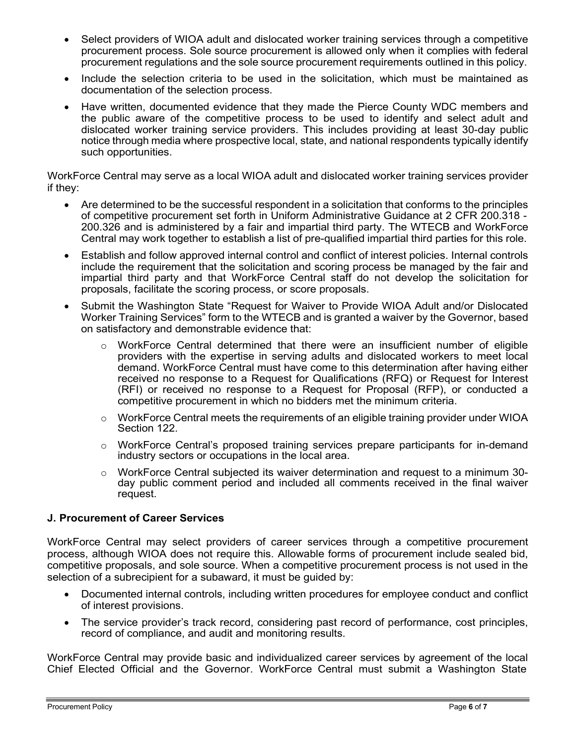- Select providers of WIOA adult and dislocated worker training services through a competitive procurement process. Sole source procurement is allowed only when it complies with federal procurement regulations and the sole source procurement requirements outlined in this policy.
- Include the selection criteria to be used in the solicitation, which must be maintained as documentation of the selection process.
- Have written, documented evidence that they made the Pierce County WDC members and the public aware of the competitive process to be used to identify and select adult and dislocated worker training service providers. This includes providing at least 30-day public notice through media where prospective local, state, and national respondents typically identify such opportunities.

WorkForce Central may serve as a local WIOA adult and dislocated worker training services provider if they:

- Are determined to be the successful respondent in a solicitation that conforms to the principles of competitive procurement set forth in Uniform Administrative Guidance at 2 CFR 200.318 - 200.326 and is administered by a fair and impartial third party. The WTECB and WorkForce Central may work together to establish a list of pre-qualified impartial third parties for this role.
- Establish and follow approved internal control and conflict of interest policies. Internal controls include the requirement that the solicitation and scoring process be managed by the fair and impartial third party and that WorkForce Central staff do not develop the solicitation for proposals, facilitate the scoring process, or score proposals.
- Submit the Washington State "Request for Waiver to Provide WIOA Adult and/or Dislocated Worker Training Services" form to the WTECB and is granted a waiver by the Governor, based on satisfactory and demonstrable evidence that:
  - WorkForce Central determined that there were an insufficient number of eligible providers with the expertise in serving adults and dislocated workers to meet local demand. WorkForce Central must have come to this determination after having either received no response to a Request for Qualifications (RFQ) or Request for Interest (RFI) or received no response to a Request for Proposal (RFP), or conducted a competitive procurement in which no bidders met the minimum criteria.
  - WorkForce Central meets the requirements of an eligible training provider under WIOA Section 122.
  - WorkForce Central's proposed training services prepare participants for in-demand industry sectors or occupations in the local area.
  - WorkForce Central subjected its waiver determination and request to a minimum 30-day public comment period and included all comments received in the final waiver request.

### J. Procurement of Career Services

WorkForce Central may select providers of career services through a competitive procurement process, although WIOA does not require this. Allowable forms of procurement include sealed bid, competitive proposals, and sole source. When a competitive procurement process is not used in the selection of a subrecipient for a subaward, it must be guided by:

- Documented internal controls, including written procedures for employee conduct and conflict of interest provisions.
- The service provider's track record, considering past record of performance, cost principles, record of compliance, and audit and monitoring results.

WorkForce Central may provide basic and individualized career services by agreement of the local Chief Elected Official and the Governor. WorkForce Central must submit a Washington State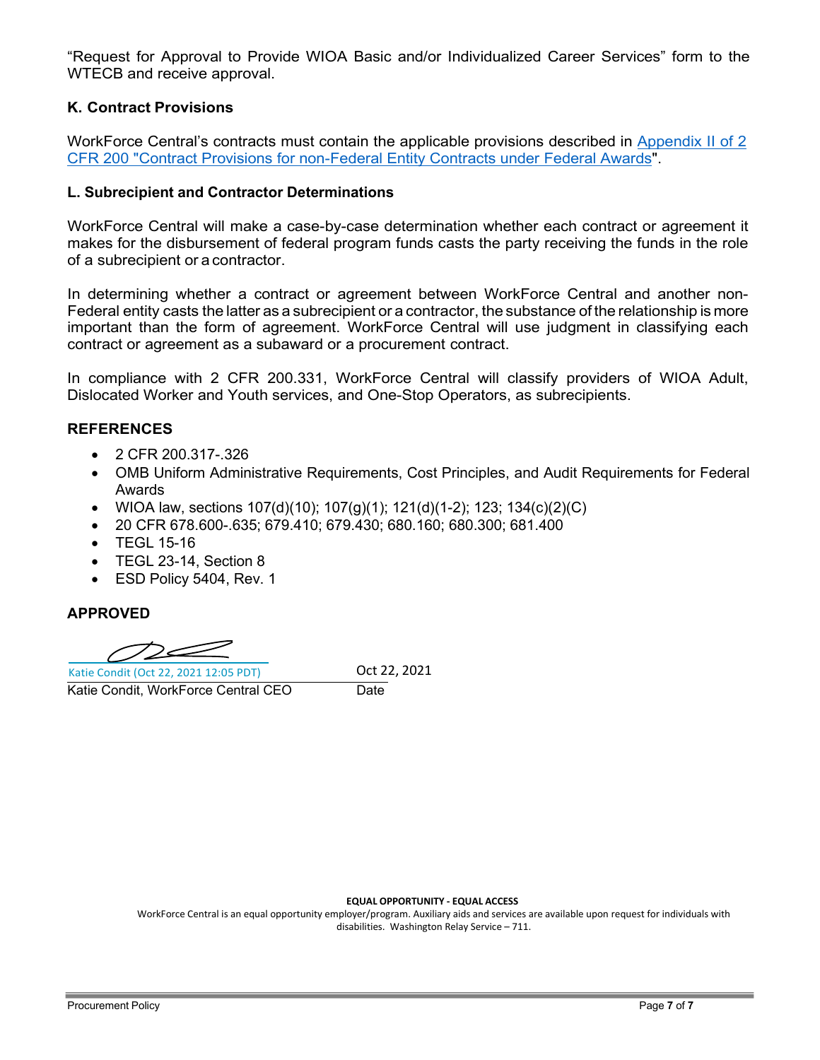"Request for Approval to Provide WIOA Basic and/or Individualized Career Services" form to the WTECB and receive approval.

### K. Contract Provisions

WorkForce Central's contracts must contain the applicable provisions described in Appendix II of 2 CFR 200 "Contract Provisions for non-Federal Entity Contracts under Federal Awards".

### L. Subrecipient and Contractor Determinations

WorkForce Central will make a case-by-case determination whether each contract or agreement it makes for the disbursement of federal program funds casts the party receiving the funds in the role of a subrecipient or a contractor.

In determining whether a contract or agreement between WorkForce Central and another non-Federal entity casts the latter as a subrecipient or a contractor, the substance of the relationship is more important than the form of agreement. WorkForce Central will use judgment in classifying each contract or agreement as a subaward or a procurement contract.

In compliance with 2 CFR 200.331, WorkForce Central will classify providers of WIOA Adult, Dislocated Worker and Youth services, and One-Stop Operators, as subrecipients.

## REFERENCES

- 2 CFR 200.317-.326
- OMB Uniform Administrative Requirements, Cost Principles, and Audit Requirements for Federal Awards
- WIOA law, sections 107(d)(10); 107(g)(1); 121(d)(1-2); 123; 134(c)(2)(C)
- 20 CFR 678.600-.635; 679.410; 679.430; 680.160; 680.300; 681.400
- TEGL 15-16
- TEGL 23-14, Section 8
- ESD Policy 5404, Rev. 1

## APPROVED

Katie Condit (Oct 22, 2021 12:05 PDT) Oct 22, 2021

Katie Condit, WorkForce Central CEO Date

**EQUAL OPPORTUNITY - EQUAL ACCESS**

WorkForce Central is an equal opportunity employer/program. Auxiliary aids and services are available upon request for individuals with disabilities. Washington Relay Service – 711.